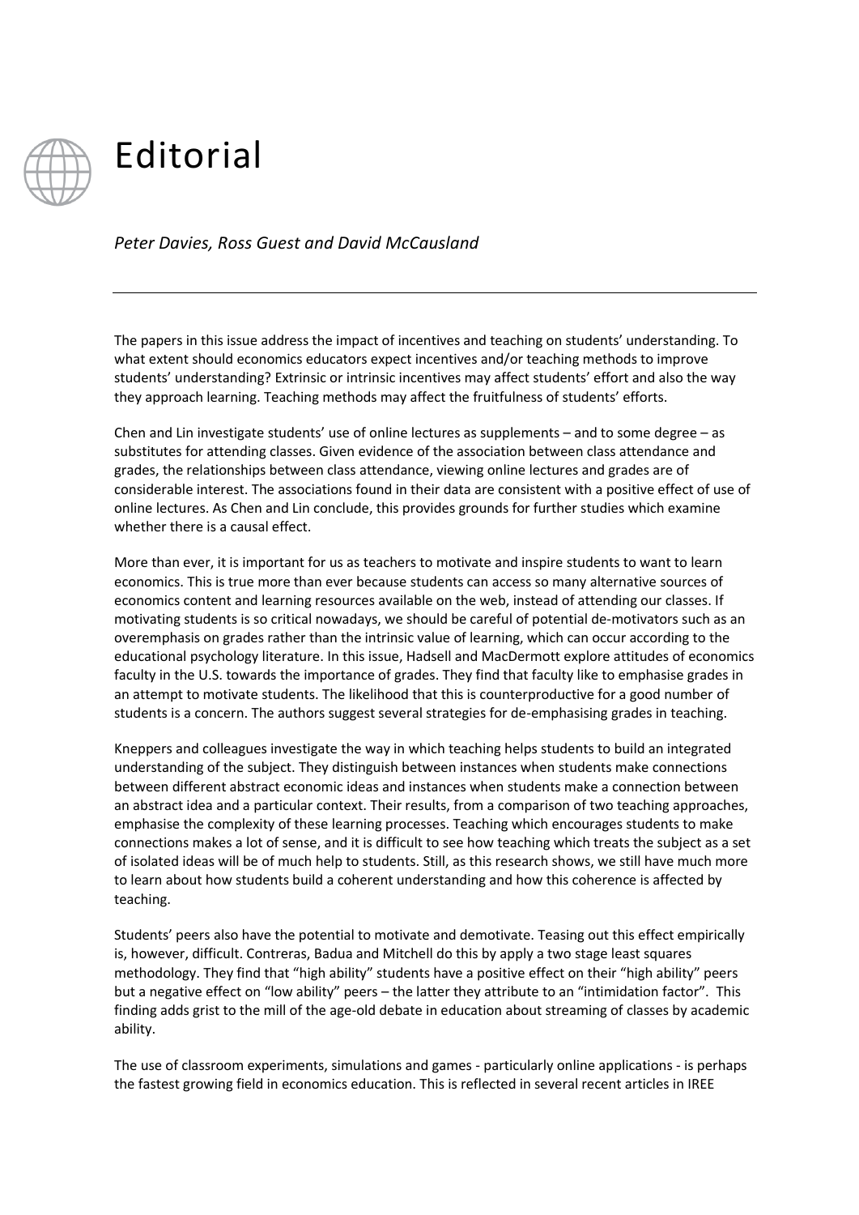# Editorial

*Peter Davies, Ross Guest and David McCausland*

---

The papers in this issue address the impact of incentives and teaching on students' understanding. To what extent should economics educators expect incentives and/or teaching methods to improve students' understanding? Extrinsic or intrinsic incentives may affect students' effort and also the way they approach learning. Teaching methods may affect the fruitfulness of students' efforts.

Chen and Lin investigate students' use of online lectures as supplements – and to some degree – as substitutes for attending classes. Given evidence of the association between class attendance and grades, the relationships between class attendance, viewing online lectures and grades are of considerable interest. The associations found in their data are consistent with a positive effect of use of online lectures. As Chen and Lin conclude, this provides grounds for further studies which examine whether there is a causal effect.

More than ever, it is important for us as teachers to motivate and inspire students to want to learn economics. This is true more than ever because students can access so many alternative sources of economics content and learning resources available on the web, instead of attending our classes. If motivating students is so critical nowadays, we should be careful of potential de-motivators such as an overemphasis on grades rather than the intrinsic value of learning, which can occur according to the educational psychology literature. In this issue, Hadsell and MacDermott explore attitudes of economics faculty in the U.S. towards the importance of grades. They find that faculty like to emphasise grades in an attempt to motivate students. The likelihood that this is counterproductive for a good number of students is a concern. The authors suggest several strategies for de-emphasising grades in teaching.

Kneppers and colleagues investigate the way in which teaching helps students to build an integrated understanding of the subject. They distinguish between instances when students make connections between different abstract economic ideas and instances when students make a connection between an abstract idea and a particular context. Their results, from a comparison of two teaching approaches, emphasise the complexity of these learning processes. Teaching which encourages students to make connections makes a lot of sense, and it is difficult to see how teaching which treats the subject as a set of isolated ideas will be of much help to students. Still, as this research shows, we still have much more to learn about how students build a coherent understanding and how this coherence is affected by teaching.

Students' peers also have the potential to motivate and demotivate. Teasing out this effect empirically is, however, difficult. Contreras, Badua and Mitchell do this by apply a two stage least squares methodology. They find that "high ability" students have a positive effect on their "high ability" peers but a negative effect on "low ability" peers – the latter they attribute to an "intimidation factor". This finding adds grist to the mill of the age-old debate in education about streaming of classes by academic ability.

The use of classroom experiments, simulations and games - particularly online applications - is perhaps the fastest growing field in economics education. This is reflected in several recent articles in IREE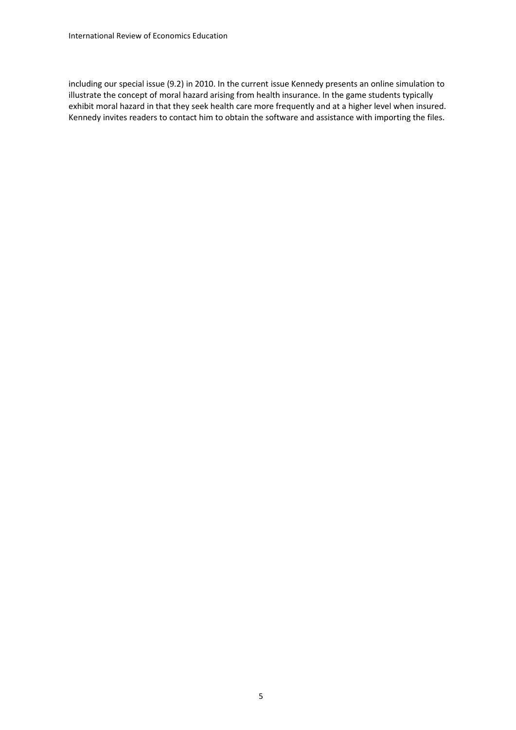including our special issue (9.2) in 2010. In the current issue Kennedy presents an online simulation to illustrate the concept of moral hazard arising from health insurance. In the game students typically exhibit moral hazard in that they seek health care more frequently and at a higher level when insured. Kennedy invites readers to contact him to obtain the software and assistance with importing the files.